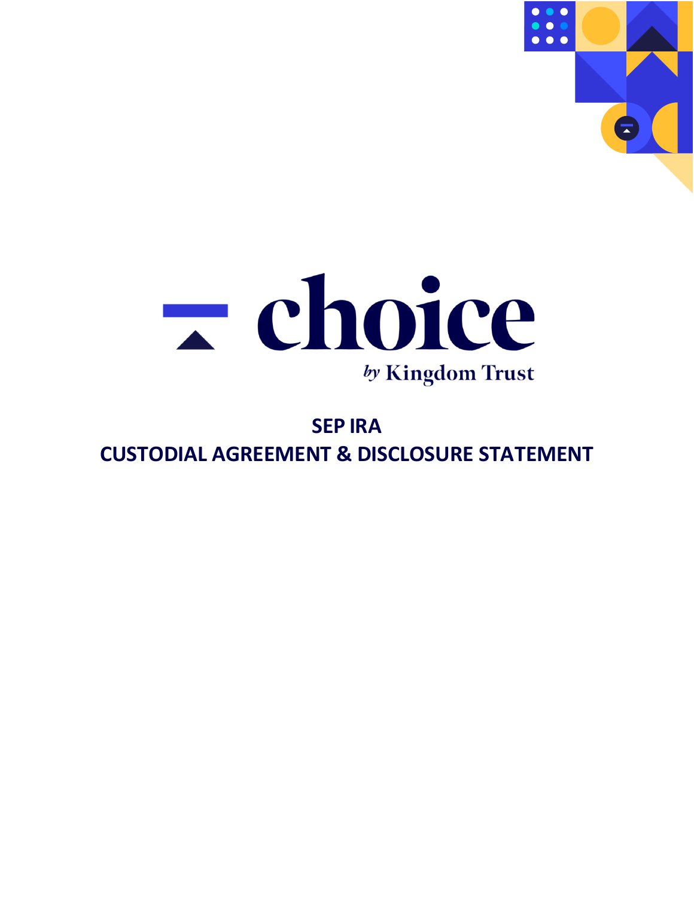choice

*by* Kingdom Trust

# SEP IRA
# CUSTODIAL AGREEMENT & DISCLOSURE STATEMENT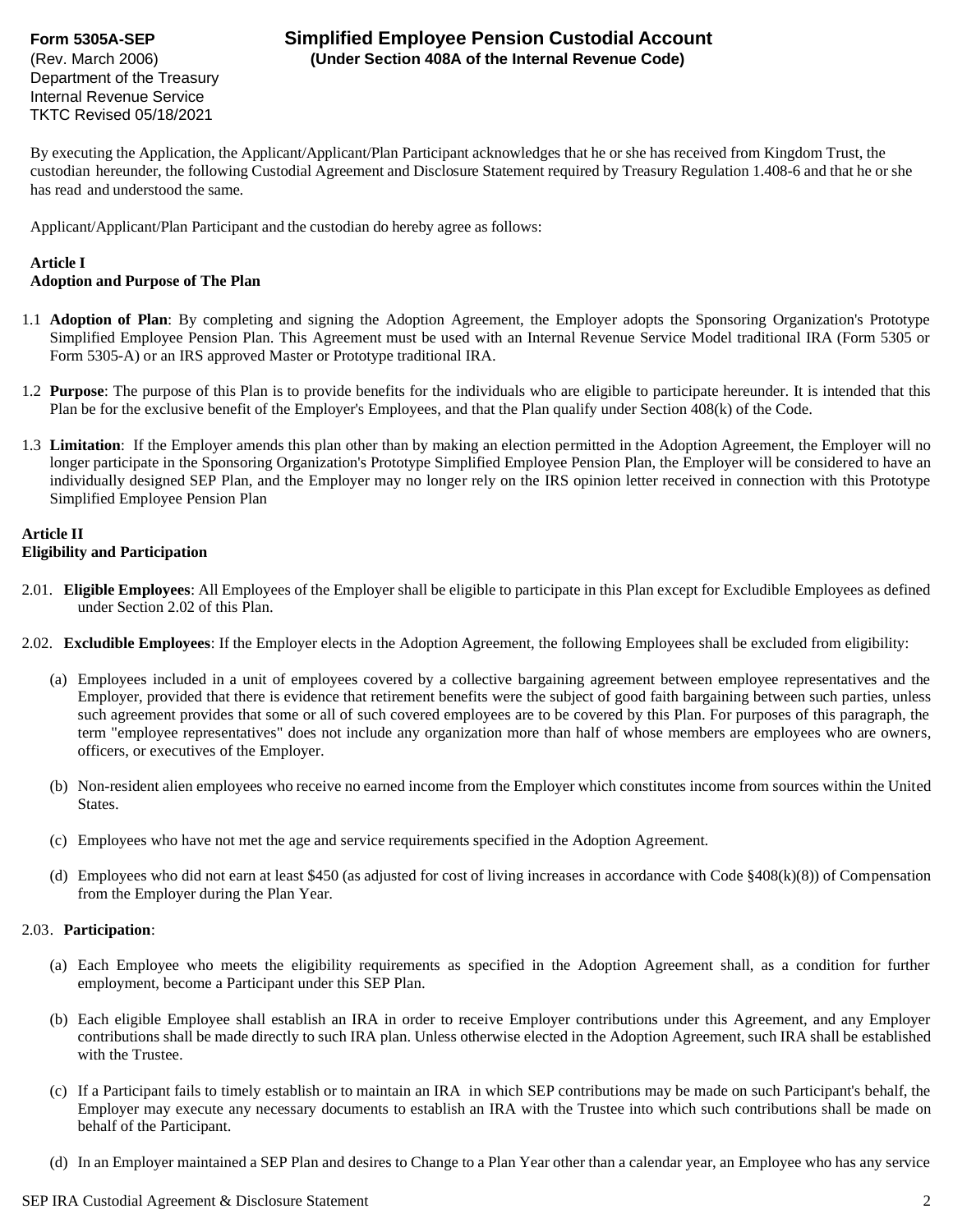**Form 5305A-SEP**
(Rev. March 2006)
Department of the Treasury
Internal Revenue Service
TKTC Revised 05/18/2021

# Simplified Employee Pension Custodial Account
**(Under Section 408A of the Internal Revenue Code)**

By executing the Application, the Applicant/Applicant/Plan Participant acknowledges that he or she has received from Kingdom Trust, the custodian hereunder, the following Custodial Agreement and Disclosure Statement required by Treasury Regulation 1.408-6 and that he or she has read and understood the same.

Applicant/Applicant/Plan Participant and the custodian do hereby agree as follows:

## Article I
## Adoption and Purpose of The Plan

1.1 **Adoption of Plan**: By completing and signing the Adoption Agreement, the Employer adopts the Sponsoring Organization's Prototype Simplified Employee Pension Plan. This Agreement must be used with an Internal Revenue Service Model traditional IRA (Form 5305 or Form 5305-A) or an IRS approved Master or Prototype traditional IRA.

1.2 **Purpose**: The purpose of this Plan is to provide benefits for the individuals who are eligible to participate hereunder. It is intended that this Plan be for the exclusive benefit of the Employer's Employees, and that the Plan qualify under Section 408(k) of the Code.

1.3 **Limitation**: If the Employer amends this plan other than by making an election permitted in the Adoption Agreement, the Employer will no longer participate in the Sponsoring Organization's Prototype Simplified Employee Pension Plan, the Employer will be considered to have an individually designed SEP Plan, and the Employer may no longer rely on the IRS opinion letter received in connection with this Prototype Simplified Employee Pension Plan

## Article II
## Eligibility and Participation

2.01. **Eligible Employees**: All Employees of the Employer shall be eligible to participate in this Plan except for Excludible Employees as defined under Section 2.02 of this Plan.

2.02. **Excludible Employees**: If the Employer elects in the Adoption Agreement, the following Employees shall be excluded from eligibility:

(a) Employees included in a unit of employees covered by a collective bargaining agreement between employee representatives and the Employer, provided that there is evidence that retirement benefits were the subject of good faith bargaining between such parties, unless such agreement provides that some or all of such covered employees are to be covered by this Plan. For purposes of this paragraph, the term "employee representatives" does not include any organization more than half of whose members are employees who are owners, officers, or executives of the Employer.

(b) Non-resident alien employees who receive no earned income from the Employer which constitutes income from sources within the United States.

(c) Employees who have not met the age and service requirements specified in the Adoption Agreement.

(d) Employees who did not earn at least $450 (as adjusted for cost of living increases in accordance with Code §408(k)(8)) of Compensation from the Employer during the Plan Year.

2.03. **Participation**:

(a) Each Employee who meets the eligibility requirements as specified in the Adoption Agreement shall, as a condition for further employment, become a Participant under this SEP Plan.

(b) Each eligible Employee shall establish an IRA in order to receive Employer contributions under this Agreement, and any Employer contributions shall be made directly to such IRA plan. Unless otherwise elected in the Adoption Agreement, such IRA shall be established with the Trustee.

(c) If a Participant fails to timely establish or to maintain an IRA in which SEP contributions may be made on such Participant's behalf, the Employer may execute any necessary documents to establish an IRA with the Trustee into which such contributions shall be made on behalf of the Participant.

(d) In an Employer maintained a SEP Plan and desires to Change to a Plan Year other than a calendar year, an Employee who has any service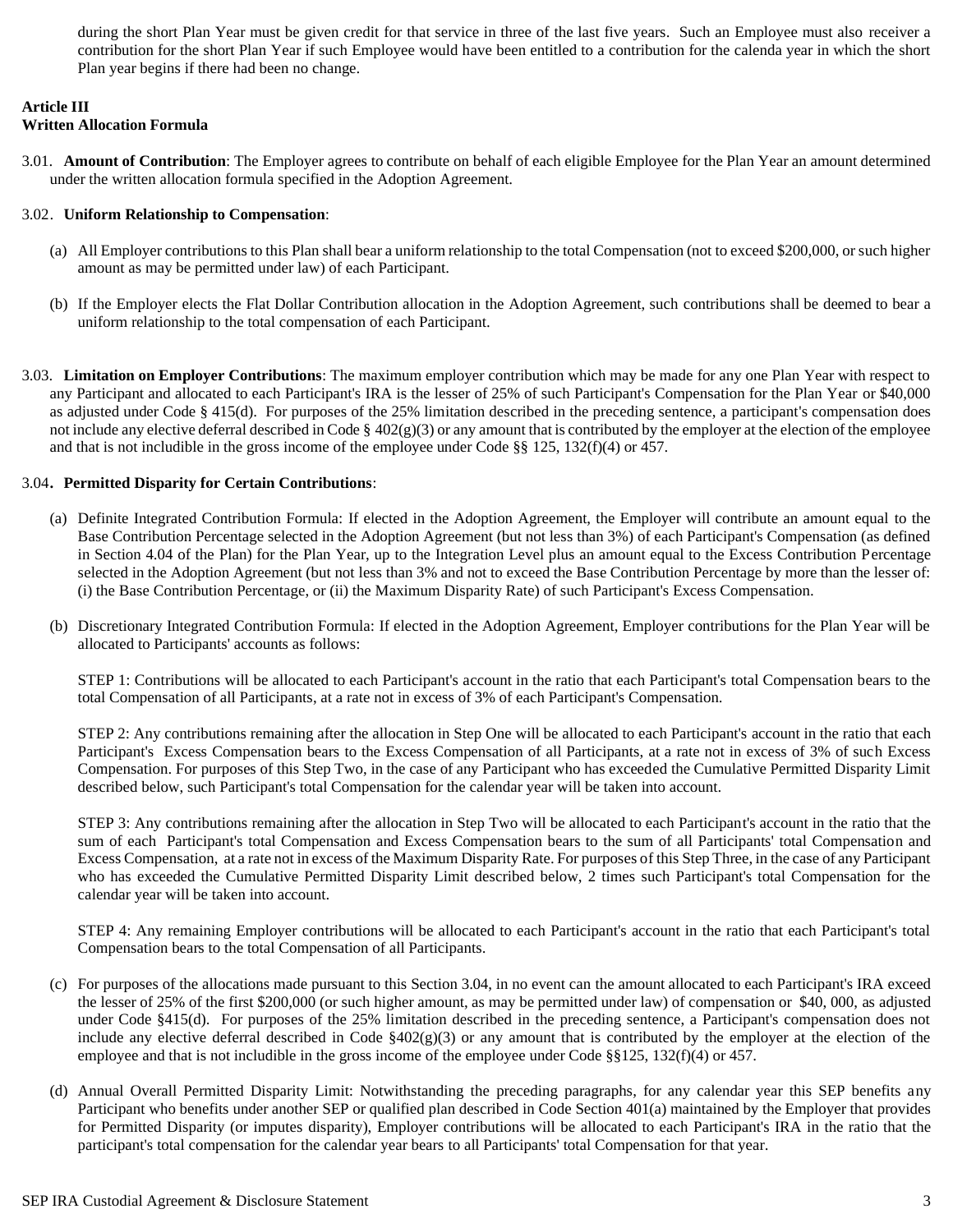during the short Plan Year must be given credit for that service in three of the last five years. Such an Employee must also receiver a contribution for the short Plan Year if such Employee would have been entitled to a contribution for the calenda year in which the short Plan year begins if there had been no change.

## Article III
## Written Allocation Formula

3.01. **Amount of Contribution**: The Employer agrees to contribute on behalf of each eligible Employee for the Plan Year an amount determined under the written allocation formula specified in the Adoption Agreement.

3.02. **Uniform Relationship to Compensation**:

(a) All Employer contributions to this Plan shall bear a uniform relationship to the total Compensation (not to exceed $200,000, or such higher amount as may be permitted under law) of each Participant.

(b) If the Employer elects the Flat Dollar Contribution allocation in the Adoption Agreement, such contributions shall be deemed to bear a uniform relationship to the total compensation of each Participant.

3.03. **Limitation on Employer Contributions**: The maximum employer contribution which may be made for any one Plan Year with respect to any Participant and allocated to each Participant's IRA is the lesser of 25% of such Participant's Compensation for the Plan Year or $40,000 as adjusted under Code § 415(d). For purposes of the 25% limitation described in the preceding sentence, a participant's compensation does not include any elective deferral described in Code § 402(g)(3) or any amount that is contributed by the employer at the election of the employee and that is not includible in the gross income of the employee under Code §§ 125, 132(f)(4) or 457.

3.04. **Permitted Disparity for Certain Contributions**:

(a) Definite Integrated Contribution Formula: If elected in the Adoption Agreement, the Employer will contribute an amount equal to the Base Contribution Percentage selected in the Adoption Agreement (but not less than 3%) of each Participant's Compensation (as defined in Section 4.04 of the Plan) for the Plan Year, up to the Integration Level plus an amount equal to the Excess Contribution Percentage selected in the Adoption Agreement (but not less than 3% and not to exceed the Base Contribution Percentage by more than the lesser of: (i) the Base Contribution Percentage, or (ii) the Maximum Disparity Rate) of such Participant's Excess Compensation.

(b) Discretionary Integrated Contribution Formula: If elected in the Adoption Agreement, Employer contributions for the Plan Year will be allocated to Participants' accounts as follows:

STEP 1: Contributions will be allocated to each Participant's account in the ratio that each Participant's total Compensation bears to the total Compensation of all Participants, at a rate not in excess of 3% of each Participant's Compensation.

STEP 2: Any contributions remaining after the allocation in Step One will be allocated to each Participant's account in the ratio that each Participant's Excess Compensation bears to the Excess Compensation of all Participants, at a rate not in excess of 3% of such Excess Compensation. For purposes of this Step Two, in the case of any Participant who has exceeded the Cumulative Permitted Disparity Limit described below, such Participant's total Compensation for the calendar year will be taken into account.

STEP 3: Any contributions remaining after the allocation in Step Two will be allocated to each Participant's account in the ratio that the sum of each Participant's total Compensation and Excess Compensation bears to the sum of all Participants' total Compensation and Excess Compensation, at a rate not in excess of the Maximum Disparity Rate. For purposes of this Step Three, in the case of any Participant who has exceeded the Cumulative Permitted Disparity Limit described below, 2 times such Participant's total Compensation for the calendar year will be taken into account.

STEP 4: Any remaining Employer contributions will be allocated to each Participant's account in the ratio that each Participant's total Compensation bears to the total Compensation of all Participants.

(c) For purposes of the allocations made pursuant to this Section 3.04, in no event can the amount allocated to each Participant's IRA exceed the lesser of 25% of the first $200,000 (or such higher amount, as may be permitted under law) of compensation or $40, 000, as adjusted under Code §415(d). For purposes of the 25% limitation described in the preceding sentence, a Participant's compensation does not include any elective deferral described in Code §402(g)(3) or any amount that is contributed by the employer at the election of the employee and that is not includible in the gross income of the employee under Code §§125, 132(f)(4) or 457.

(d) Annual Overall Permitted Disparity Limit: Notwithstanding the preceding paragraphs, for any calendar year this SEP benefits any Participant who benefits under another SEP or qualified plan described in Code Section 401(a) maintained by the Employer that provides for Permitted Disparity (or imputes disparity), Employer contributions will be allocated to each Participant's IRA in the ratio that the participant's total compensation for the calendar year bears to all Participants' total Compensation for that year.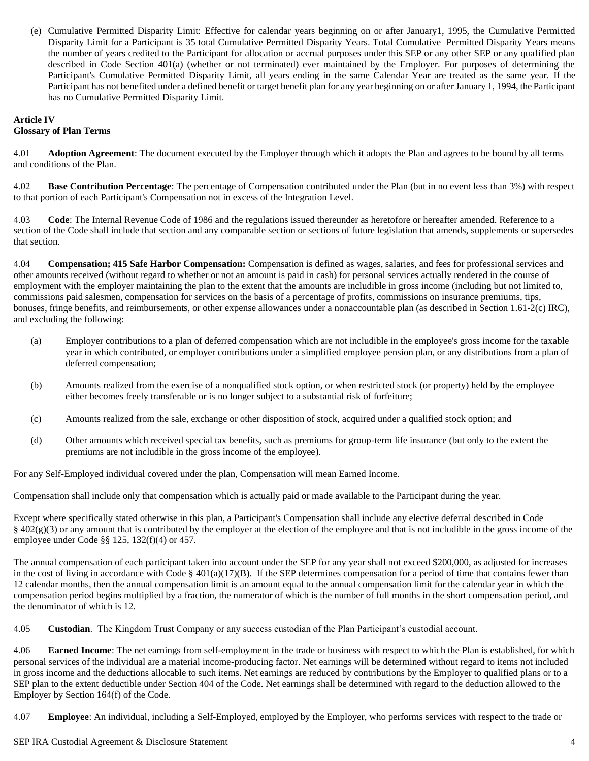(e) Cumulative Permitted Disparity Limit: Effective for calendar years beginning on or after January1, 1995, the Cumulative Permitted Disparity Limit for a Participant is 35 total Cumulative Permitted Disparity Years. Total Cumulative Permitted Disparity Years means the number of years credited to the Participant for allocation or accrual purposes under this SEP or any other SEP or any qualified plan described in Code Section 401(a) (whether or not terminated) ever maintained by the Employer. For purposes of determining the Participant's Cumulative Permitted Disparity Limit, all years ending in the same Calendar Year are treated as the same year. If the Participant has not benefited under a defined benefit or target benefit plan for any year beginning on or after January 1, 1994, the Participant has no Cumulative Permitted Disparity Limit.

**Article IV**
**Glossary of Plan Terms**

4.01 **Adoption Agreement**: The document executed by the Employer through which it adopts the Plan and agrees to be bound by all terms and conditions of the Plan.

4.02 **Base Contribution Percentage**: The percentage of Compensation contributed under the Plan (but in no event less than 3%) with respect to that portion of each Participant's Compensation not in excess of the Integration Level.

4.03 **Code**: The Internal Revenue Code of 1986 and the regulations issued thereunder as heretofore or hereafter amended. Reference to a section of the Code shall include that section and any comparable section or sections of future legislation that amends, supplements or supersedes that section.

4.04 **Compensation; 415 Safe Harbor Compensation:** Compensation is defined as wages, salaries, and fees for professional services and other amounts received (without regard to whether or not an amount is paid in cash) for personal services actually rendered in the course of employment with the employer maintaining the plan to the extent that the amounts are includible in gross income (including but not limited to, commissions paid salesmen, compensation for services on the basis of a percentage of profits, commissions on insurance premiums, tips, bonuses, fringe benefits, and reimbursements, or other expense allowances under a nonaccountable plan (as described in Section 1.61-2(c) IRC), and excluding the following:

(a) Employer contributions to a plan of deferred compensation which are not includible in the employee's gross income for the taxable year in which contributed, or employer contributions under a simplified employee pension plan, or any distributions from a plan of deferred compensation;

(b) Amounts realized from the exercise of a nonqualified stock option, or when restricted stock (or property) held by the employee either becomes freely transferable or is no longer subject to a substantial risk of forfeiture;

(c) Amounts realized from the sale, exchange or other disposition of stock, acquired under a qualified stock option; and

(d) Other amounts which received special tax benefits, such as premiums for group-term life insurance (but only to the extent the premiums are not includible in the gross income of the employee).

For any Self-Employed individual covered under the plan, Compensation will mean Earned Income.

Compensation shall include only that compensation which is actually paid or made available to the Participant during the year.

Except where specifically stated otherwise in this plan, a Participant's Compensation shall include any elective deferral described in Code § 402(g)(3) or any amount that is contributed by the employer at the election of the employee and that is not includible in the gross income of the employee under Code §§ 125, 132(f)(4) or 457.

The annual compensation of each participant taken into account under the SEP for any year shall not exceed $200,000, as adjusted for increases in the cost of living in accordance with Code § 401(a)(17)(B). If the SEP determines compensation for a period of time that contains fewer than 12 calendar months, then the annual compensation limit is an amount equal to the annual compensation limit for the calendar year in which the compensation period begins multiplied by a fraction, the numerator of which is the number of full months in the short compensation period, and the denominator of which is 12.

4.05 **Custodian**. The Kingdom Trust Company or any success custodian of the Plan Participant's custodial account.

4.06 **Earned Income**: The net earnings from self-employment in the trade or business with respect to which the Plan is established, for which personal services of the individual are a material income-producing factor. Net earnings will be determined without regard to items not included in gross income and the deductions allocable to such items. Net earnings are reduced by contributions by the Employer to qualified plans or to a SEP plan to the extent deductible under Section 404 of the Code. Net earnings shall be determined with regard to the deduction allowed to the Employer by Section 164(f) of the Code.

4.07 **Employee**: An individual, including a Self-Employed, employed by the Employer, who performs services with respect to the trade or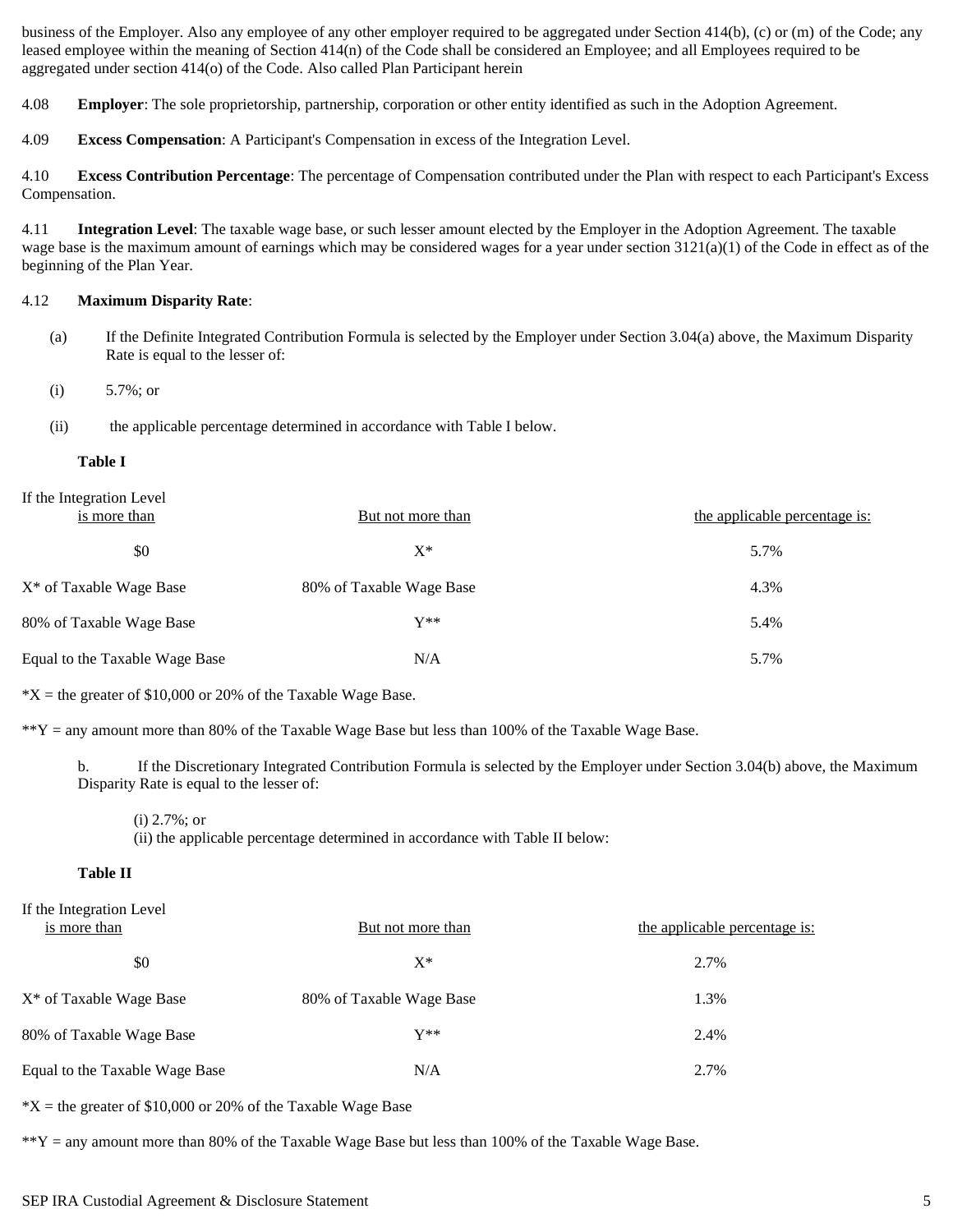business of the Employer. Also any employee of any other employer required to be aggregated under Section 414(b), (c) or (m) of the Code; any leased employee within the meaning of Section 414(n) of the Code shall be considered an Employee; and all Employees required to be aggregated under section 414(o) of the Code. Also called Plan Participant herein

4.08 **Employer**: The sole proprietorship, partnership, corporation or other entity identified as such in the Adoption Agreement.

4.09 **Excess Compensation**: A Participant's Compensation in excess of the Integration Level.

4.10 **Excess Contribution Percentage**: The percentage of Compensation contributed under the Plan with respect to each Participant's Excess Compensation.

4.11 **Integration Level**: The taxable wage base, or such lesser amount elected by the Employer in the Adoption Agreement. The taxable wage base is the maximum amount of earnings which may be considered wages for a year under section 3121(a)(1) of the Code in effect as of the beginning of the Plan Year.

4.12 **Maximum Disparity Rate**:

(a) If the Definite Integrated Contribution Formula is selected by the Employer under Section 3.04(a) above, the Maximum Disparity Rate is equal to the lesser of:

(i) 5.7%; or

(ii) the applicable percentage determined in accordance with Table I below.

**Table I**

| If the Integration Level is more than | But not more than | the applicable percentage is: |
|---|---|---|
| $0 | X* | 5.7% |
| X* of Taxable Wage Base | 80% of Taxable Wage Base | 4.3% |
| 80% of Taxable Wage Base | Y** | 5.4% |
| Equal to the Taxable Wage Base | N/A | 5.7% |

*X = the greater of $10,000 or 20% of the Taxable Wage Base.

**Y = any amount more than 80% of the Taxable Wage Base but less than 100% of the Taxable Wage Base.

b. If the Discretionary Integrated Contribution Formula is selected by the Employer under Section 3.04(b) above, the Maximum Disparity Rate is equal to the lesser of:

(i) 2.7%; or
(ii) the applicable percentage determined in accordance with Table II below:

**Table II**

| If the Integration Level is more than | But not more than | the applicable percentage is: |
|---|---|---|
| $0 | X* | 2.7% |
| X* of Taxable Wage Base | 80% of Taxable Wage Base | 1.3% |
| 80% of Taxable Wage Base | Y** | 2.4% |
| Equal to the Taxable Wage Base | N/A | 2.7% |

*X = the greater of $10,000 or 20% of the Taxable Wage Base

**Y = any amount more than 80% of the Taxable Wage Base but less than 100% of the Taxable Wage Base.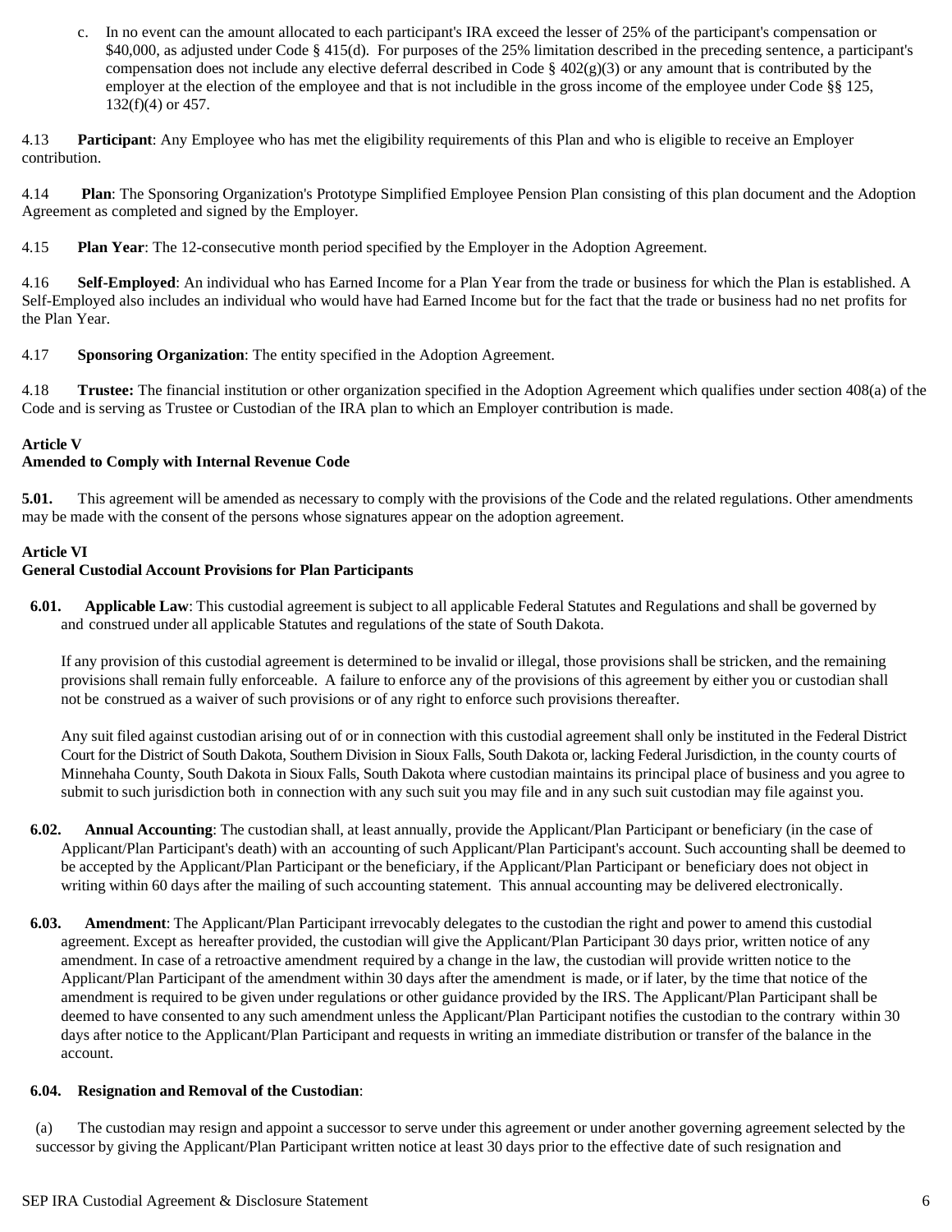c. In no event can the amount allocated to each participant's IRA exceed the lesser of 25% of the participant's compensation or $40,000, as adjusted under Code § 415(d). For purposes of the 25% limitation described in the preceding sentence, a participant's compensation does not include any elective deferral described in Code § 402(g)(3) or any amount that is contributed by the employer at the election of the employee and that is not includible in the gross income of the employee under Code §§ 125, 132(f)(4) or 457.

4.13 **Participant**: Any Employee who has met the eligibility requirements of this Plan and who is eligible to receive an Employer contribution.

4.14 **Plan**: The Sponsoring Organization's Prototype Simplified Employee Pension Plan consisting of this plan document and the Adoption Agreement as completed and signed by the Employer.

4.15 **Plan Year**: The 12-consecutive month period specified by the Employer in the Adoption Agreement.

4.16 **Self-Employed**: An individual who has Earned Income for a Plan Year from the trade or business for which the Plan is established. A Self-Employed also includes an individual who would have had Earned Income but for the fact that the trade or business had no net profits for the Plan Year.

4.17 **Sponsoring Organization**: The entity specified in the Adoption Agreement.

4.18 **Trustee:** The financial institution or other organization specified in the Adoption Agreement which qualifies under section 408(a) of the Code and is serving as Trustee or Custodian of the IRA plan to which an Employer contribution is made.

**Article V**
**Amended to Comply with Internal Revenue Code**

**5.01.** This agreement will be amended as necessary to comply with the provisions of the Code and the related regulations. Other amendments may be made with the consent of the persons whose signatures appear on the adoption agreement.

**Article VI**
**General Custodial Account Provisions for Plan Participants**

**6.01. Applicable Law**: This custodial agreement is subject to all applicable Federal Statutes and Regulations and shall be governed by and construed under all applicable Statutes and regulations of the state of South Dakota.

If any provision of this custodial agreement is determined to be invalid or illegal, those provisions shall be stricken, and the remaining provisions shall remain fully enforceable. A failure to enforce any of the provisions of this agreement by either you or custodian shall not be construed as a waiver of such provisions or of any right to enforce such provisions thereafter.

Any suit filed against custodian arising out of or in connection with this custodial agreement shall only be instituted in the Federal District Court for the District of South Dakota, Southern Division in Sioux Falls, South Dakota or, lacking Federal Jurisdiction, in the county courts of Minnehaha County, South Dakota in Sioux Falls, South Dakota where custodian maintains its principal place of business and you agree to submit to such jurisdiction both in connection with any such suit you may file and in any such suit custodian may file against you.

**6.02. Annual Accounting**: The custodian shall, at least annually, provide the Applicant/Plan Participant or beneficiary (in the case of Applicant/Plan Participant's death) with an accounting of such Applicant/Plan Participant's account. Such accounting shall be deemed to be accepted by the Applicant/Plan Participant or the beneficiary, if the Applicant/Plan Participant or beneficiary does not object in writing within 60 days after the mailing of such accounting statement. This annual accounting may be delivered electronically.

**6.03. Amendment**: The Applicant/Plan Participant irrevocably delegates to the custodian the right and power to amend this custodial agreement. Except as hereafter provided, the custodian will give the Applicant/Plan Participant 30 days prior, written notice of any amendment. In case of a retroactive amendment required by a change in the law, the custodian will provide written notice to the Applicant/Plan Participant of the amendment within 30 days after the amendment is made, or if later, by the time that notice of the amendment is required to be given under regulations or other guidance provided by the IRS. The Applicant/Plan Participant shall be deemed to have consented to any such amendment unless the Applicant/Plan Participant notifies the custodian to the contrary within 30 days after notice to the Applicant/Plan Participant and requests in writing an immediate distribution or transfer of the balance in the account.

**6.04. Resignation and Removal of the Custodian**:

(a) The custodian may resign and appoint a successor to serve under this agreement or under another governing agreement selected by the successor by giving the Applicant/Plan Participant written notice at least 30 days prior to the effective date of such resignation and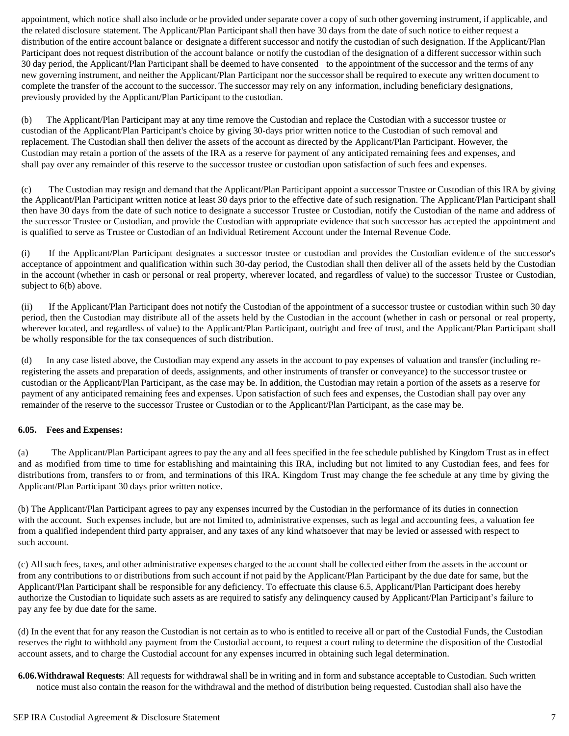appointment, which notice shall also include or be provided under separate cover a copy of such other governing instrument, if applicable, and the related disclosure statement. The Applicant/Plan Participant shall then have 30 days from the date of such notice to either request a distribution of the entire account balance or designate a different successor and notify the custodian of such designation. If the Applicant/Plan Participant does not request distribution of the account balance or notify the custodian of the designation of a different successor within such 30 day period, the Applicant/Plan Participant shall be deemed to have consented to the appointment of the successor and the terms of any new governing instrument, and neither the Applicant/Plan Participant nor the successor shall be required to execute any written document to complete the transfer of the account to the successor. The successor may rely on any information, including beneficiary designations, previously provided by the Applicant/Plan Participant to the custodian.

(b) The Applicant/Plan Participant may at any time remove the Custodian and replace the Custodian with a successor trustee or custodian of the Applicant/Plan Participant's choice by giving 30-days prior written notice to the Custodian of such removal and replacement. The Custodian shall then deliver the assets of the account as directed by the Applicant/Plan Participant. However, the Custodian may retain a portion of the assets of the IRA as a reserve for payment of any anticipated remaining fees and expenses, and shall pay over any remainder of this reserve to the successor trustee or custodian upon satisfaction of such fees and expenses.

(c) The Custodian may resign and demand that the Applicant/Plan Participant appoint a successor Trustee or Custodian of this IRA by giving the Applicant/Plan Participant written notice at least 30 days prior to the effective date of such resignation. The Applicant/Plan Participant shall then have 30 days from the date of such notice to designate a successor Trustee or Custodian, notify the Custodian of the name and address of the successor Trustee or Custodian, and provide the Custodian with appropriate evidence that such successor has accepted the appointment and is qualified to serve as Trustee or Custodian of an Individual Retirement Account under the Internal Revenue Code.

(i) If the Applicant/Plan Participant designates a successor trustee or custodian and provides the Custodian evidence of the successor's acceptance of appointment and qualification within such 30-day period, the Custodian shall then deliver all of the assets held by the Custodian in the account (whether in cash or personal or real property, wherever located, and regardless of value) to the successor Trustee or Custodian, subject to 6(b) above.

(ii) If the Applicant/Plan Participant does not notify the Custodian of the appointment of a successor trustee or custodian within such 30 day period, then the Custodian may distribute all of the assets held by the Custodian in the account (whether in cash or personal or real property, wherever located, and regardless of value) to the Applicant/Plan Participant, outright and free of trust, and the Applicant/Plan Participant shall be wholly responsible for the tax consequences of such distribution.

(d) In any case listed above, the Custodian may expend any assets in the account to pay expenses of valuation and transfer (including re-registering the assets and preparation of deeds, assignments, and other instruments of transfer or conveyance) to the successor trustee or custodian or the Applicant/Plan Participant, as the case may be. In addition, the Custodian may retain a portion of the assets as a reserve for payment of any anticipated remaining fees and expenses. Upon satisfaction of such fees and expenses, the Custodian shall pay over any remainder of the reserve to the successor Trustee or Custodian or to the Applicant/Plan Participant, as the case may be.

**6.05. Fees and Expenses:**

(a) The Applicant/Plan Participant agrees to pay the any and all fees specified in the fee schedule published by Kingdom Trust as in effect and as modified from time to time for establishing and maintaining this IRA, including but not limited to any Custodian fees, and fees for distributions from, transfers to or from, and terminations of this IRA. Kingdom Trust may change the fee schedule at any time by giving the Applicant/Plan Participant 30 days prior written notice.

(b) The Applicant/Plan Participant agrees to pay any expenses incurred by the Custodian in the performance of its duties in connection with the account. Such expenses include, but are not limited to, administrative expenses, such as legal and accounting fees, a valuation fee from a qualified independent third party appraiser, and any taxes of any kind whatsoever that may be levied or assessed with respect to such account.

(c) All such fees, taxes, and other administrative expenses charged to the account shall be collected either from the assets in the account or from any contributions to or distributions from such account if not paid by the Applicant/Plan Participant by the due date for same, but the Applicant/Plan Participant shall be responsible for any deficiency. To effectuate this clause 6.5, Applicant/Plan Participant does hereby authorize the Custodian to liquidate such assets as are required to satisfy any delinquency caused by Applicant/Plan Participant's failure to pay any fee by due date for the same.

(d) In the event that for any reason the Custodian is not certain as to who is entitled to receive all or part of the Custodial Funds, the Custodian reserves the right to withhold any payment from the Custodial account, to request a court ruling to determine the disposition of the Custodial account assets, and to charge the Custodial account for any expenses incurred in obtaining such legal determination.

**6.06. Withdrawal Requests**: All requests for withdrawal shall be in writing and in form and substance acceptable to Custodian. Such written notice must also contain the reason for the withdrawal and the method of distribution being requested. Custodian shall also have the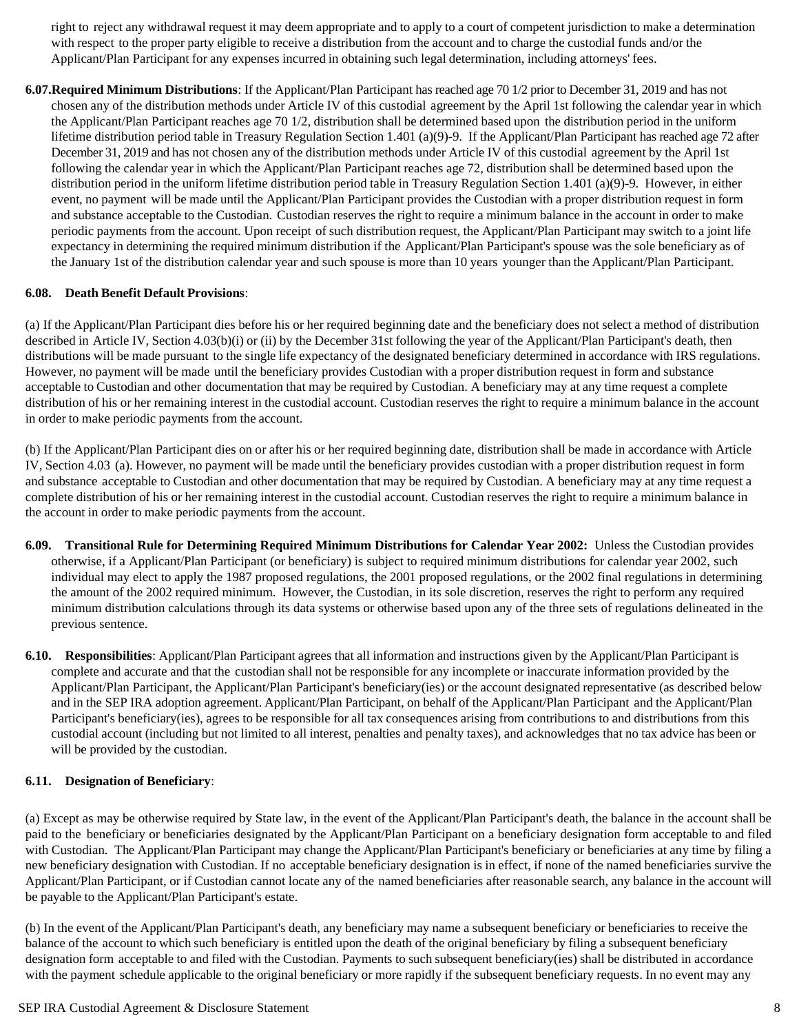right to reject any withdrawal request it may deem appropriate and to apply to a court of competent jurisdiction to make a determination with respect to the proper party eligible to receive a distribution from the account and to charge the custodial funds and/or the Applicant/Plan Participant for any expenses incurred in obtaining such legal determination, including attorneys' fees.

**6.07. Required Minimum Distributions**: If the Applicant/Plan Participant has reached age 70 1/2 prior to December 31, 2019 and has not chosen any of the distribution methods under Article IV of this custodial agreement by the April 1st following the calendar year in which the Applicant/Plan Participant reaches age 70 1/2, distribution shall be determined based upon the distribution period in the uniform lifetime distribution period table in Treasury Regulation Section 1.401 (a)(9)-9. If the Applicant/Plan Participant has reached age 72 after December 31, 2019 and has not chosen any of the distribution methods under Article IV of this custodial agreement by the April 1st following the calendar year in which the Applicant/Plan Participant reaches age 72, distribution shall be determined based upon the distribution period in the uniform lifetime distribution period table in Treasury Regulation Section 1.401 (a)(9)-9. However, in either event, no payment will be made until the Applicant/Plan Participant provides the Custodian with a proper distribution request in form and substance acceptable to the Custodian. Custodian reserves the right to require a minimum balance in the account in order to make periodic payments from the account. Upon receipt of such distribution request, the Applicant/Plan Participant may switch to a joint life expectancy in determining the required minimum distribution if the Applicant/Plan Participant's spouse was the sole beneficiary as of the January 1st of the distribution calendar year and such spouse is more than 10 years younger than the Applicant/Plan Participant.

**6.08. Death Benefit Default Provisions**:

(a) If the Applicant/Plan Participant dies before his or her required beginning date and the beneficiary does not select a method of distribution described in Article IV, Section 4.03(b)(i) or (ii) by the December 31st following the year of the Applicant/Plan Participant's death, then distributions will be made pursuant to the single life expectancy of the designated beneficiary determined in accordance with IRS regulations. However, no payment will be made until the beneficiary provides Custodian with a proper distribution request in form and substance acceptable to Custodian and other documentation that may be required by Custodian. A beneficiary may at any time request a complete distribution of his or her remaining interest in the custodial account. Custodian reserves the right to require a minimum balance in the account in order to make periodic payments from the account.

(b) If the Applicant/Plan Participant dies on or after his or her required beginning date, distribution shall be made in accordance with Article IV, Section 4.03 (a). However, no payment will be made until the beneficiary provides custodian with a proper distribution request in form and substance acceptable to Custodian and other documentation that may be required by Custodian. A beneficiary may at any time request a complete distribution of his or her remaining interest in the custodial account. Custodian reserves the right to require a minimum balance in the account in order to make periodic payments from the account.

**6.09. Transitional Rule for Determining Required Minimum Distributions for Calendar Year 2002:** Unless the Custodian provides otherwise, if a Applicant/Plan Participant (or beneficiary) is subject to required minimum distributions for calendar year 2002, such individual may elect to apply the 1987 proposed regulations, the 2001 proposed regulations, or the 2002 final regulations in determining the amount of the 2002 required minimum. However, the Custodian, in its sole discretion, reserves the right to perform any required minimum distribution calculations through its data systems or otherwise based upon any of the three sets of regulations delineated in the previous sentence.

**6.10. Responsibilities**: Applicant/Plan Participant agrees that all information and instructions given by the Applicant/Plan Participant is complete and accurate and that the custodian shall not be responsible for any incomplete or inaccurate information provided by the Applicant/Plan Participant, the Applicant/Plan Participant's beneficiary(ies) or the account designated representative (as described below and in the SEP IRA adoption agreement. Applicant/Plan Participant, on behalf of the Applicant/Plan Participant and the Applicant/Plan Participant's beneficiary(ies), agrees to be responsible for all tax consequences arising from contributions to and distributions from this custodial account (including but not limited to all interest, penalties and penalty taxes), and acknowledges that no tax advice has been or will be provided by the custodian.

**6.11. Designation of Beneficiary**:

(a) Except as may be otherwise required by State law, in the event of the Applicant/Plan Participant's death, the balance in the account shall be paid to the beneficiary or beneficiaries designated by the Applicant/Plan Participant on a beneficiary designation form acceptable to and filed with Custodian. The Applicant/Plan Participant may change the Applicant/Plan Participant's beneficiary or beneficiaries at any time by filing a new beneficiary designation with Custodian. If no acceptable beneficiary designation is in effect, if none of the named beneficiaries survive the Applicant/Plan Participant, or if Custodian cannot locate any of the named beneficiaries after reasonable search, any balance in the account will be payable to the Applicant/Plan Participant's estate.

(b) In the event of the Applicant/Plan Participant's death, any beneficiary may name a subsequent beneficiary or beneficiaries to receive the balance of the account to which such beneficiary is entitled upon the death of the original beneficiary by filing a subsequent beneficiary designation form acceptable to and filed with the Custodian. Payments to such subsequent beneficiary(ies) shall be distributed in accordance with the payment schedule applicable to the original beneficiary or more rapidly if the subsequent beneficiary requests. In no event may any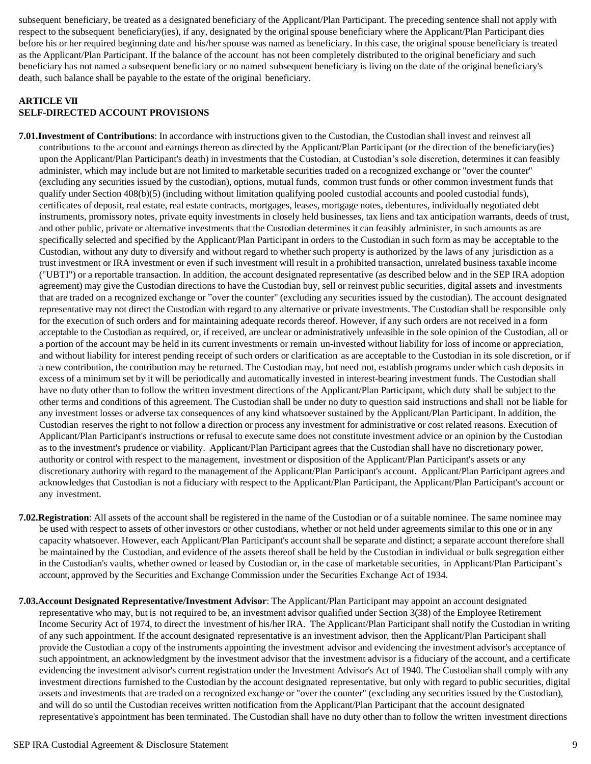subsequent beneficiary, be treated as a designated beneficiary of the Applicant/Plan Participant. The preceding sentence shall not apply with respect to the subsequent beneficiary(ies), if any, designated by the original spouse beneficiary where the Applicant/Plan Participant dies before his or her required beginning date and his/her spouse was named as beneficiary. In this case, the original spouse beneficiary is treated as the Applicant/Plan Participant. If the balance of the account has not been completely distributed to the original beneficiary and such beneficiary has not named a subsequent beneficiary or no named subsequent beneficiary is living on the date of the original beneficiary's death, such balance shall be payable to the estate of the original beneficiary.

## ARTICLE VII
## SELF-DIRECTED ACCOUNT PROVISIONS

**7.01.Investment of Contributions**: In accordance with instructions given to the Custodian, the Custodian shall invest and reinvest all contributions to the account and earnings thereon as directed by the Applicant/Plan Participant (or the direction of the beneficiary(ies) upon the Applicant/Plan Participant's death) in investments that the Custodian, at Custodian's sole discretion, determines it can feasibly administer, which may include but are not limited to marketable securities traded on a recognized exchange or "over the counter" (excluding any securities issued by the custodian), options, mutual funds, common trust funds or other common investment funds that qualify under Section 408(b)(5) (including without limitation qualifying pooled custodial accounts and pooled custodial funds), certificates of deposit, real estate, real estate contracts, mortgages, leases, mortgage notes, debentures, individually negotiated debt instruments, promissory notes, private equity investments in closely held businesses, tax liens and tax anticipation warrants, deeds of trust, and other public, private or alternative investments that the Custodian determines it can feasibly administer, in such amounts as are specifically selected and specified by the Applicant/Plan Participant in orders to the Custodian in such form as may be acceptable to the Custodian, without any duty to diversify and without regard to whether such property is authorized by the laws of any jurisdiction as a trust investment or IRA investment or even if such investment will result in a prohibited transaction, unrelated business taxable income ("UBTI") or a reportable transaction. In addition, the account designated representative (as described below and in the SEP IRA adoption agreement) may give the Custodian directions to have the Custodian buy, sell or reinvest public securities, digital assets and investments that are traded on a recognized exchange or "over the counter" (excluding any securities issued by the custodian). The account designated representative may not direct the Custodian with regard to any alternative or private investments. The Custodian shall be responsible only for the execution of such orders and for maintaining adequate records thereof. However, if any such orders are not received in a form acceptable to the Custodian as required, or, if received, are unclear or administratively unfeasible in the sole opinion of the Custodian, all or a portion of the account may be held in its current investments or remain un-invested without liability for loss of income or appreciation, and without liability for interest pending receipt of such orders or clarification as are acceptable to the Custodian in its sole discretion, or if a new contribution, the contribution may be returned. The Custodian may, but need not, establish programs under which cash deposits in excess of a minimum set by it will be periodically and automatically invested in interest-bearing investment funds. The Custodian shall have no duty other than to follow the written investment directions of the Applicant/Plan Participant, which duty shall be subject to the other terms and conditions of this agreement. The Custodian shall be under no duty to question said instructions and shall not be liable for any investment losses or adverse tax consequences of any kind whatsoever sustained by the Applicant/Plan Participant. In addition, the Custodian reserves the right to not follow a direction or process any investment for administrative or cost related reasons. Execution of Applicant/Plan Participant's instructions or refusal to execute same does not constitute investment advice or an opinion by the Custodian as to the investment's prudence or viability. Applicant/Plan Participant agrees that the Custodian shall have no discretionary power, authority or control with respect to the management, investment or disposition of the Applicant/Plan Participant's assets or any discretionary authority with regard to the management of the Applicant/Plan Participant's account. Applicant/Plan Participant agrees and acknowledges that Custodian is not a fiduciary with respect to the Applicant/Plan Participant, the Applicant/Plan Participant's account or any investment.

**7.02.Registration**: All assets of the account shall be registered in the name of the Custodian or of a suitable nominee. The same nominee may be used with respect to assets of other investors or other custodians, whether or not held under agreements similar to this one or in any capacity whatsoever. However, each Applicant/Plan Participant's account shall be separate and distinct; a separate account therefore shall be maintained by the Custodian, and evidence of the assets thereof shall be held by the Custodian in individual or bulk segregation either in the Custodian's vaults, whether owned or leased by Custodian or, in the case of marketable securities, in Applicant/Plan Participant's account, approved by the Securities and Exchange Commission under the Securities Exchange Act of 1934.

**7.03.Account Designated Representative/Investment Advisor**: The Applicant/Plan Participant may appoint an account designated representative who may, but is not required to be, an investment advisor qualified under Section 3(38) of the Employee Retirement Income Security Act of 1974, to direct the investment of his/her IRA. The Applicant/Plan Participant shall notify the Custodian in writing of any such appointment. If the account designated representative is an investment advisor, then the Applicant/Plan Participant shall provide the Custodian a copy of the instruments appointing the investment advisor and evidencing the investment advisor's acceptance of such appointment, an acknowledgment by the investment advisor that the investment advisor is a fiduciary of the account, and a certificate evidencing the investment advisor's current registration under the Investment Advisor's Act of 1940. The Custodian shall comply with any investment directions furnished to the Custodian by the account designated representative, but only with regard to public securities, digital assets and investments that are traded on a recognized exchange or "over the counter" (excluding any securities issued by the Custodian), and will do so until the Custodian receives written notification from the Applicant/Plan Participant that the account designated representative's appointment has been terminated. The Custodian shall have no duty other than to follow the written investment directions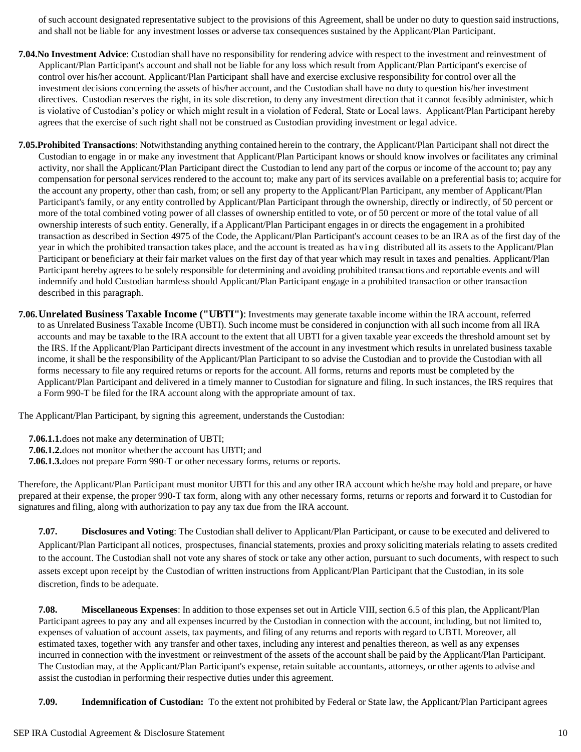of such account designated representative subject to the provisions of this Agreement, shall be under no duty to question said instructions, and shall not be liable for any investment losses or adverse tax consequences sustained by the Applicant/Plan Participant.

**7.04.No Investment Advice**: Custodian shall have no responsibility for rendering advice with respect to the investment and reinvestment of Applicant/Plan Participant's account and shall not be liable for any loss which result from Applicant/Plan Participant's exercise of control over his/her account. Applicant/Plan Participant shall have and exercise exclusive responsibility for control over all the investment decisions concerning the assets of his/her account, and the Custodian shall have no duty to question his/her investment directives. Custodian reserves the right, in its sole discretion, to deny any investment direction that it cannot feasibly administer, which is violative of Custodian's policy or which might result in a violation of Federal, State or Local laws. Applicant/Plan Participant hereby agrees that the exercise of such right shall not be construed as Custodian providing investment or legal advice.

**7.05.Prohibited Transactions**: Notwithstanding anything contained herein to the contrary, the Applicant/Plan Participant shall not direct the Custodian to engage in or make any investment that Applicant/Plan Participant knows or should know involves or facilitates any criminal activity, nor shall the Applicant/Plan Participant direct the Custodian to lend any part of the corpus or income of the account to; pay any compensation for personal services rendered to the account to; make any part of its services available on a preferential basis to; acquire for the account any property, other than cash, from; or sell any property to the Applicant/Plan Participant, any member of Applicant/Plan Participant's family, or any entity controlled by Applicant/Plan Participant through the ownership, directly or indirectly, of 50 percent or more of the total combined voting power of all classes of ownership entitled to vote, or of 50 percent or more of the total value of all ownership interests of such entity. Generally, if a Applicant/Plan Participant engages in or directs the engagement in a prohibited transaction as described in Section 4975 of the Code, the Applicant/Plan Participant's account ceases to be an IRA as of the first day of the year in which the prohibited transaction takes place, and the account is treated as having distributed all its assets to the Applicant/Plan Participant or beneficiary at their fair market values on the first day of that year which may result in taxes and penalties. Applicant/Plan Participant hereby agrees to be solely responsible for determining and avoiding prohibited transactions and reportable events and will indemnify and hold Custodian harmless should Applicant/Plan Participant engage in a prohibited transaction or other transaction described in this paragraph.

**7.06.Unrelated Business Taxable Income ("UBTI")**: Investments may generate taxable income within the IRA account, referred to as Unrelated Business Taxable Income (UBTI). Such income must be considered in conjunction with all such income from all IRA accounts and may be taxable to the IRA account to the extent that all UBTI for a given taxable year exceeds the threshold amount set by the IRS. If the Applicant/Plan Participant directs investment of the account in any investment which results in unrelated business taxable income, it shall be the responsibility of the Applicant/Plan Participant to so advise the Custodian and to provide the Custodian with all forms necessary to file any required returns or reports for the account. All forms, returns and reports must be completed by the Applicant/Plan Participant and delivered in a timely manner to Custodian for signature and filing. In such instances, the IRS requires that a Form 990-T be filed for the IRA account along with the appropriate amount of tax.

The Applicant/Plan Participant, by signing this agreement, understands the Custodian:

**7.06.1.1.**does not make any determination of UBTI;
**7.06.1.2.**does not monitor whether the account has UBTI; and
**7.06.1.3.**does not prepare Form 990-T or other necessary forms, returns or reports.

Therefore, the Applicant/Plan Participant must monitor UBTI for this and any other IRA account which he/she may hold and prepare, or have prepared at their expense, the proper 990-T tax form, along with any other necessary forms, returns or reports and forward it to Custodian for signatures and filing, along with authorization to pay any tax due from the IRA account.

**7.07. Disclosures and Voting**: The Custodian shall deliver to Applicant/Plan Participant, or cause to be executed and delivered to Applicant/Plan Participant all notices, prospectuses, financial statements, proxies and proxy soliciting materials relating to assets credited to the account. The Custodian shall not vote any shares of stock or take any other action, pursuant to such documents, with respect to such assets except upon receipt by the Custodian of written instructions from Applicant/Plan Participant that the Custodian, in its sole discretion, finds to be adequate.

**7.08. Miscellaneous Expenses**: In addition to those expenses set out in Article VIII, section 6.5 of this plan, the Applicant/Plan Participant agrees to pay any and all expenses incurred by the Custodian in connection with the account, including, but not limited to, expenses of valuation of account assets, tax payments, and filing of any returns and reports with regard to UBTI. Moreover, all estimated taxes, together with any transfer and other taxes, including any interest and penalties thereon, as well as any expenses incurred in connection with the investment or reinvestment of the assets of the account shall be paid by the Applicant/Plan Participant. The Custodian may, at the Applicant/Plan Participant's expense, retain suitable accountants, attorneys, or other agents to advise and assist the custodian in performing their respective duties under this agreement.

**7.09. Indemnification of Custodian:** To the extent not prohibited by Federal or State law, the Applicant/Plan Participant agrees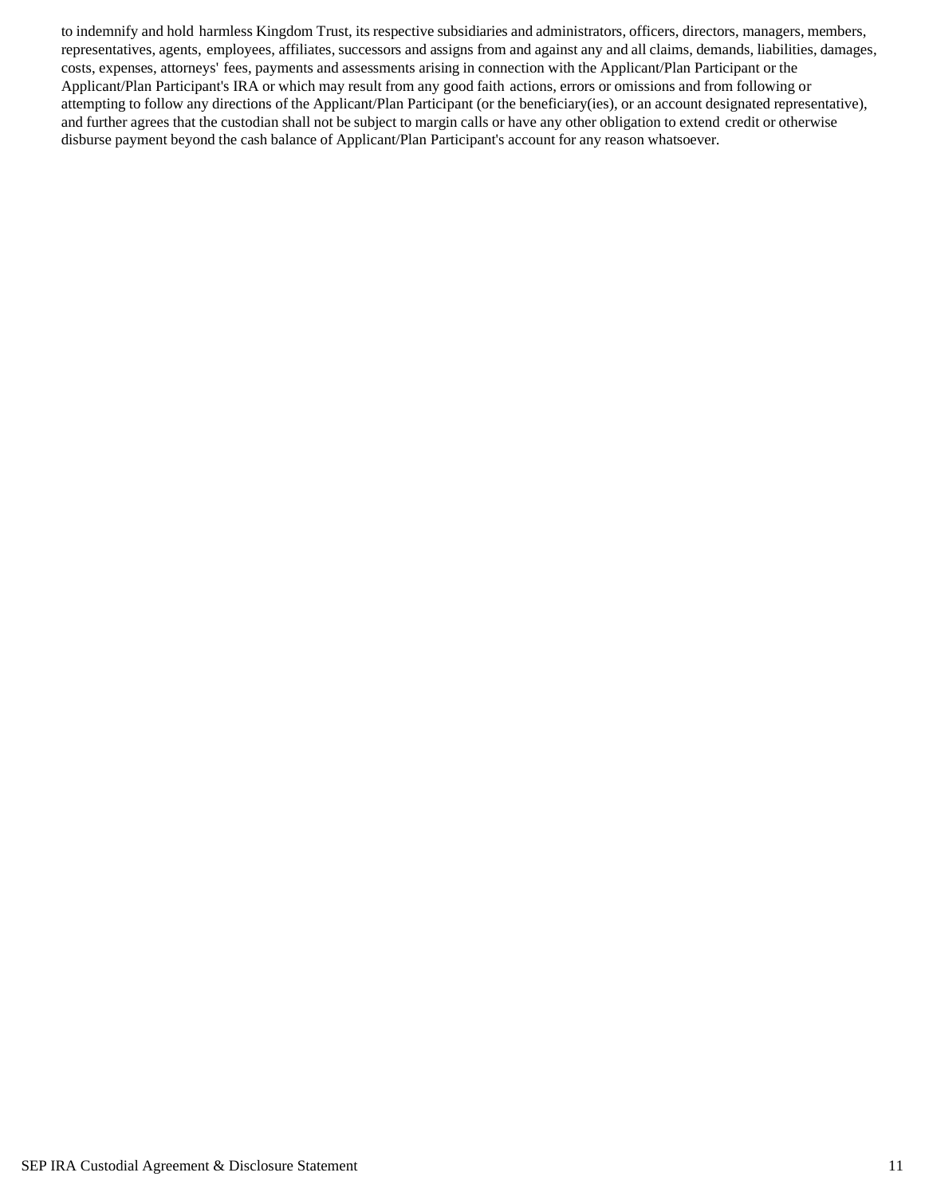to indemnify and hold harmless Kingdom Trust, its respective subsidiaries and administrators, officers, directors, managers, members, representatives, agents, employees, affiliates, successors and assigns from and against any and all claims, demands, liabilities, damages, costs, expenses, attorneys' fees, payments and assessments arising in connection with the Applicant/Plan Participant or the Applicant/Plan Participant's IRA or which may result from any good faith actions, errors or omissions and from following or attempting to follow any directions of the Applicant/Plan Participant (or the beneficiary(ies), or an account designated representative), and further agrees that the custodian shall not be subject to margin calls or have any other obligation to extend credit or otherwise disburse payment beyond the cash balance of Applicant/Plan Participant's account for any reason whatsoever.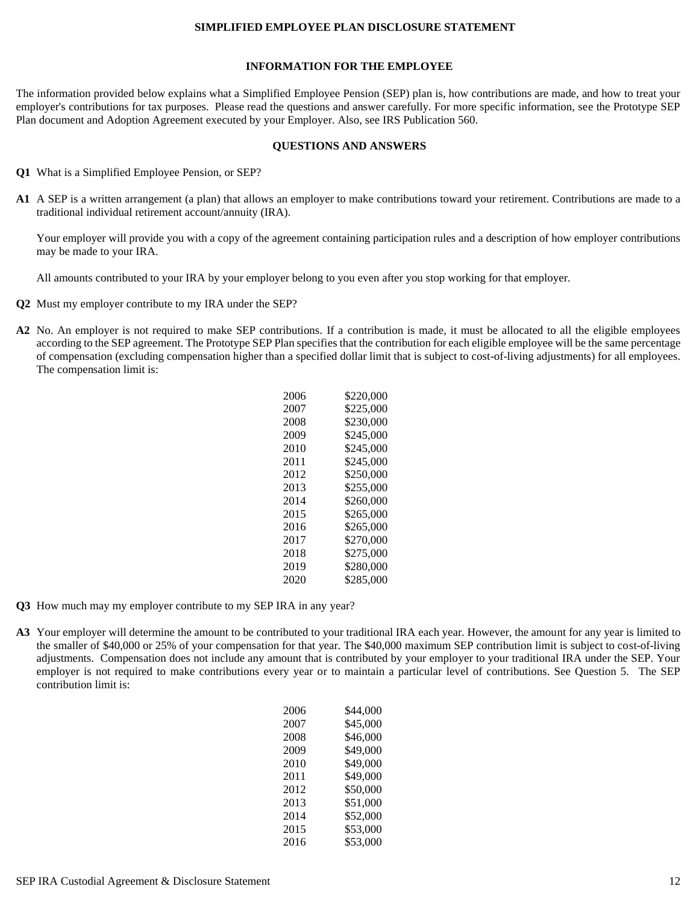## SIMPLIFIED EMPLOYEE PLAN DISCLOSURE STATEMENT

### INFORMATION FOR THE EMPLOYEE

The information provided below explains what a Simplified Employee Pension (SEP) plan is, how contributions are made, and how to treat your employer's contributions for tax purposes. Please read the questions and answer carefully. For more specific information, see the Prototype SEP Plan document and Adoption Agreement executed by your Employer. Also, see IRS Publication 560.

### QUESTIONS AND ANSWERS

**Q1** What is a Simplified Employee Pension, or SEP?

**A1** A SEP is a written arrangement (a plan) that allows an employer to make contributions toward your retirement. Contributions are made to a traditional individual retirement account/annuity (IRA).

Your employer will provide you with a copy of the agreement containing participation rules and a description of how employer contributions may be made to your IRA.

All amounts contributed to your IRA by your employer belong to you even after you stop working for that employer.

**Q2** Must my employer contribute to my IRA under the SEP?

**A2** No. An employer is not required to make SEP contributions. If a contribution is made, it must be allocated to all the eligible employees according to the SEP agreement. The Prototype SEP Plan specifies that the contribution for each eligible employee will be the same percentage of compensation (excluding compensation higher than a specified dollar limit that is subject to cost-of-living adjustments) for all employees. The compensation limit is:

| Year | Limit |
|---|---|
| 2006 | $220,000 |
| 2007 | $225,000 |
| 2008 | $230,000 |
| 2009 | $245,000 |
| 2010 | $245,000 |
| 2011 | $245,000 |
| 2012 | $250,000 |
| 2013 | $255,000 |
| 2014 | $260,000 |
| 2015 | $265,000 |
| 2016 | $265,000 |
| 2017 | $270,000 |
| 2018 | $275,000 |
| 2019 | $280,000 |
| 2020 | $285,000 |

**Q3** How much may my employer contribute to my SEP IRA in any year?

**A3** Your employer will determine the amount to be contributed to your traditional IRA each year. However, the amount for any year is limited to the smaller of $40,000 or 25% of your compensation for that year. The $40,000 maximum SEP contribution limit is subject to cost-of-living adjustments. Compensation does not include any amount that is contributed by your employer to your traditional IRA under the SEP. Your employer is not required to make contributions every year or to maintain a particular level of contributions. See Question 5. The SEP contribution limit is:

| Year | Limit |
|---|---|
| 2006 | $44,000 |
| 2007 | $45,000 |
| 2008 | $46,000 |
| 2009 | $49,000 |
| 2010 | $49,000 |
| 2011 | $49,000 |
| 2012 | $50,000 |
| 2013 | $51,000 |
| 2014 | $52,000 |
| 2015 | $53,000 |
| 2016 | $53,000 |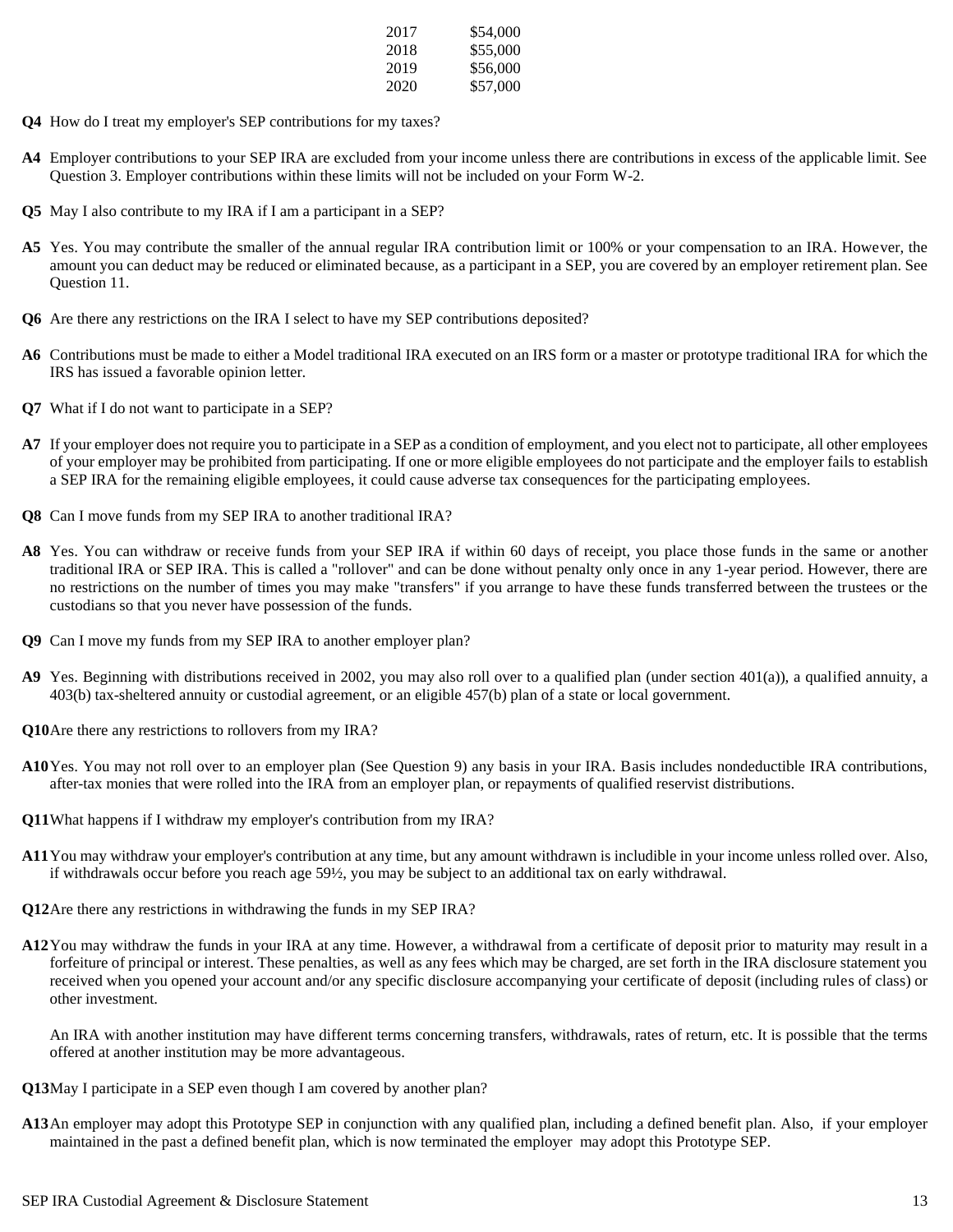| | |
|---|---|
| 2017 | $54,000 |
| 2018 | $55,000 |
| 2019 | $56,000 |
| 2020 | $57,000 |

**Q4** How do I treat my employer's SEP contributions for my taxes?

**A4** Employer contributions to your SEP IRA are excluded from your income unless there are contributions in excess of the applicable limit. See Question 3. Employer contributions within these limits will not be included on your Form W-2.

**Q5** May I also contribute to my IRA if I am a participant in a SEP?

**A5** Yes. You may contribute the smaller of the annual regular IRA contribution limit or 100% or your compensation to an IRA. However, the amount you can deduct may be reduced or eliminated because, as a participant in a SEP, you are covered by an employer retirement plan. See Question 11.

**Q6** Are there any restrictions on the IRA I select to have my SEP contributions deposited?

**A6** Contributions must be made to either a Model traditional IRA executed on an IRS form or a master or prototype traditional IRA for which the IRS has issued a favorable opinion letter.

**Q7** What if I do not want to participate in a SEP?

**A7** If your employer does not require you to participate in a SEP as a condition of employment, and you elect not to participate, all other employees of your employer may be prohibited from participating. If one or more eligible employees do not participate and the employer fails to establish a SEP IRA for the remaining eligible employees, it could cause adverse tax consequences for the participating employees.

**Q8** Can I move funds from my SEP IRA to another traditional IRA?

**A8** Yes. You can withdraw or receive funds from your SEP IRA if within 60 days of receipt, you place those funds in the same or another traditional IRA or SEP IRA. This is called a "rollover" and can be done without penalty only once in any 1-year period. However, there are no restrictions on the number of times you may make "transfers" if you arrange to have these funds transferred between the trustees or the custodians so that you never have possession of the funds.

**Q9** Can I move my funds from my SEP IRA to another employer plan?

**A9** Yes. Beginning with distributions received in 2002, you may also roll over to a qualified plan (under section 401(a)), a qualified annuity, a 403(b) tax-sheltered annuity or custodial agreement, or an eligible 457(b) plan of a state or local government.

**Q10** Are there any restrictions to rollovers from my IRA?

**A10** Yes. You may not roll over to an employer plan (See Question 9) any basis in your IRA. Basis includes nondeductible IRA contributions, after-tax monies that were rolled into the IRA from an employer plan, or repayments of qualified reservist distributions.

**Q11** What happens if I withdraw my employer's contribution from my IRA?

**A11** You may withdraw your employer's contribution at any time, but any amount withdrawn is includible in your income unless rolled over. Also, if withdrawals occur before you reach age 59½, you may be subject to an additional tax on early withdrawal.

**Q12** Are there any restrictions in withdrawing the funds in my SEP IRA?

**A12** You may withdraw the funds in your IRA at any time. However, a withdrawal from a certificate of deposit prior to maturity may result in a forfeiture of principal or interest. These penalties, as well as any fees which may be charged, are set forth in the IRA disclosure statement you received when you opened your account and/or any specific disclosure accompanying your certificate of deposit (including rules of class) or other investment.

An IRA with another institution may have different terms concerning transfers, withdrawals, rates of return, etc. It is possible that the terms offered at another institution may be more advantageous.

**Q13** May I participate in a SEP even though I am covered by another plan?

**A13** An employer may adopt this Prototype SEP in conjunction with any qualified plan, including a defined benefit plan. Also, if your employer maintained in the past a defined benefit plan, which is now terminated the employer may adopt this Prototype SEP.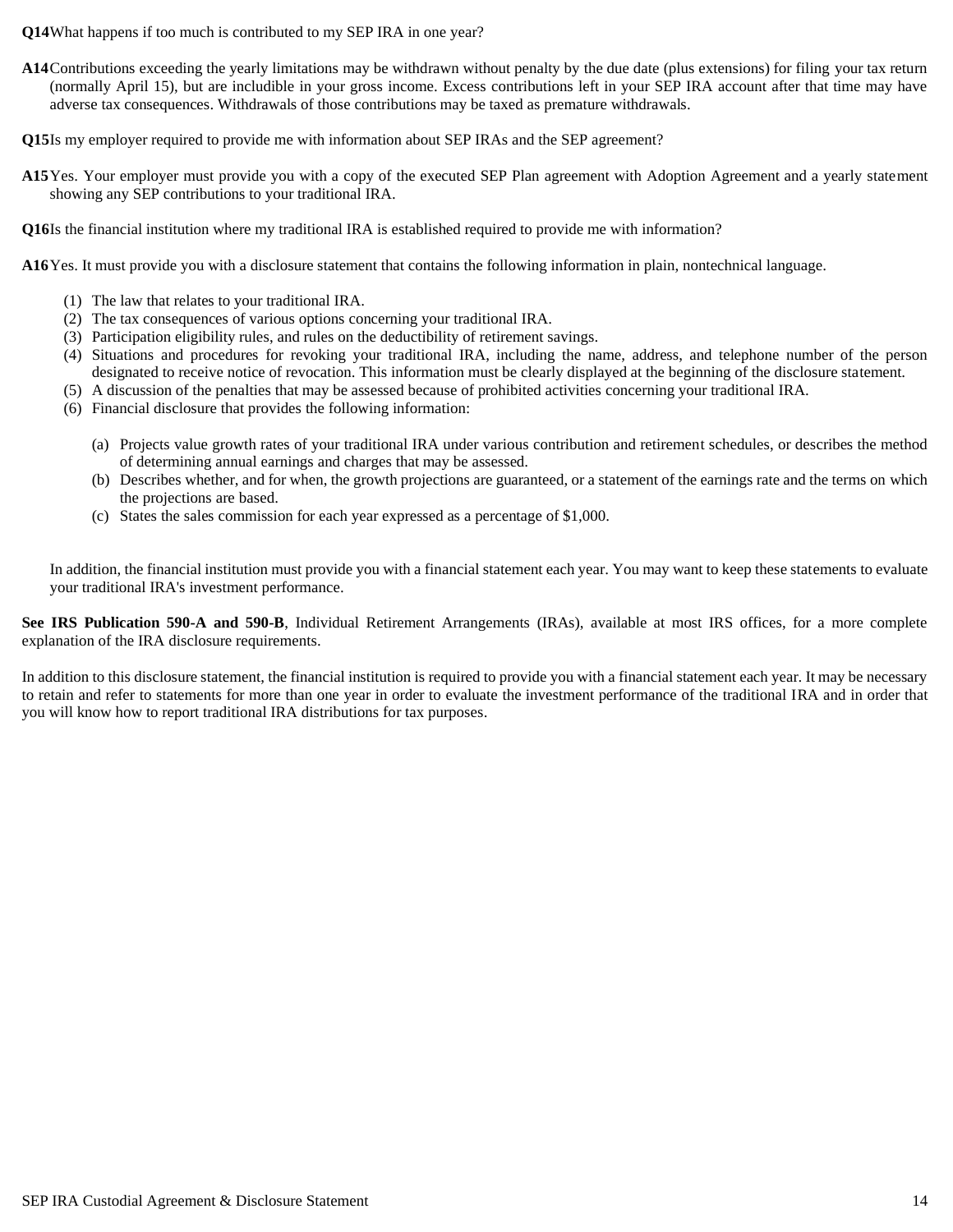**Q14** What happens if too much is contributed to my SEP IRA in one year?

**A14** Contributions exceeding the yearly limitations may be withdrawn without penalty by the due date (plus extensions) for filing your tax return (normally April 15), but are includible in your gross income. Excess contributions left in your SEP IRA account after that time may have adverse tax consequences. Withdrawals of those contributions may be taxed as premature withdrawals.

**Q15** Is my employer required to provide me with information about SEP IRAs and the SEP agreement?

**A15** Yes. Your employer must provide you with a copy of the executed SEP Plan agreement with Adoption Agreement and a yearly statement showing any SEP contributions to your traditional IRA.

**Q16** Is the financial institution where my traditional IRA is established required to provide me with information?

**A16** Yes. It must provide you with a disclosure statement that contains the following information in plain, nontechnical language.

(1) The law that relates to your traditional IRA.
(2) The tax consequences of various options concerning your traditional IRA.
(3) Participation eligibility rules, and rules on the deductibility of retirement savings.
(4) Situations and procedures for revoking your traditional IRA, including the name, address, and telephone number of the person designated to receive notice of revocation. This information must be clearly displayed at the beginning of the disclosure statement.
(5) A discussion of the penalties that may be assessed because of prohibited activities concerning your traditional IRA.
(6) Financial disclosure that provides the following information:

   (a) Projects value growth rates of your traditional IRA under various contribution and retirement schedules, or describes the method of determining annual earnings and charges that may be assessed.
   (b) Describes whether, and for when, the growth projections are guaranteed, or a statement of the earnings rate and the terms on which the projections are based.
   (c) States the sales commission for each year expressed as a percentage of $1,000.

In addition, the financial institution must provide you with a financial statement each year. You may want to keep these statements to evaluate your traditional IRA's investment performance.

**See IRS Publication 590-A and 590-B**, Individual Retirement Arrangements (IRAs), available at most IRS offices, for a more complete explanation of the IRA disclosure requirements.

In addition to this disclosure statement, the financial institution is required to provide you with a financial statement each year. It may be necessary to retain and refer to statements for more than one year in order to evaluate the investment performance of the traditional IRA and in order that you will know how to report traditional IRA distributions for tax purposes.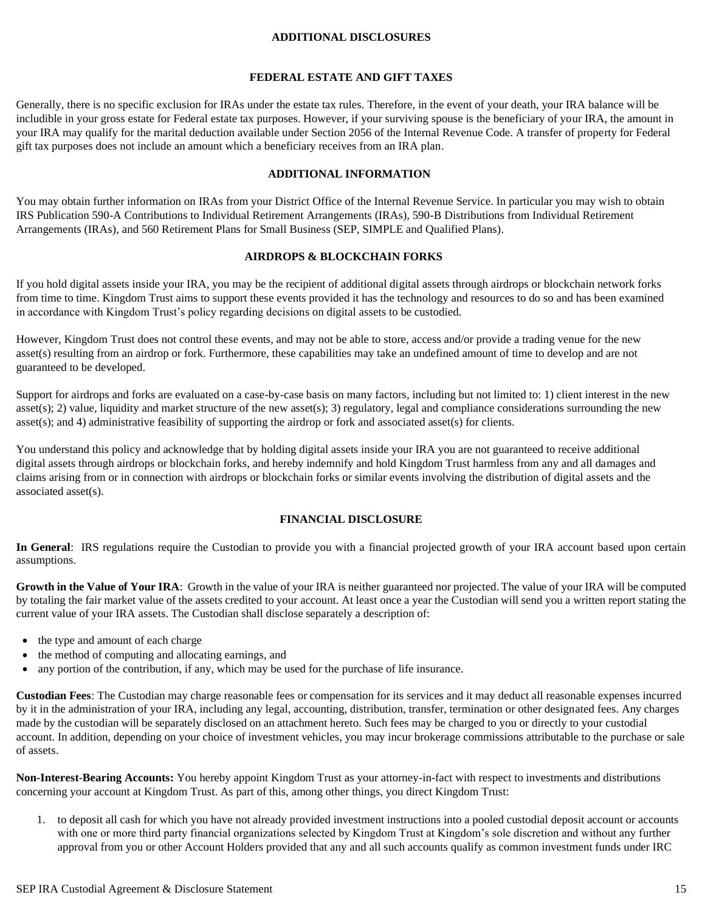## ADDITIONAL DISCLOSURES

### FEDERAL ESTATE AND GIFT TAXES

Generally, there is no specific exclusion for IRAs under the estate tax rules. Therefore, in the event of your death, your IRA balance will be includible in your gross estate for Federal estate tax purposes. However, if your surviving spouse is the beneficiary of your IRA, the amount in your IRA may qualify for the marital deduction available under Section 2056 of the Internal Revenue Code. A transfer of property for Federal gift tax purposes does not include an amount which a beneficiary receives from an IRA plan.

### ADDITIONAL INFORMATION

You may obtain further information on IRAs from your District Office of the Internal Revenue Service. In particular you may wish to obtain IRS Publication 590-A Contributions to Individual Retirement Arrangements (IRAs), 590-B Distributions from Individual Retirement Arrangements (IRAs), and 560 Retirement Plans for Small Business (SEP, SIMPLE and Qualified Plans).

### AIRDROPS & BLOCKCHAIN FORKS

If you hold digital assets inside your IRA, you may be the recipient of additional digital assets through airdrops or blockchain network forks from time to time. Kingdom Trust aims to support these events provided it has the technology and resources to do so and has been examined in accordance with Kingdom Trust's policy regarding decisions on digital assets to be custodied.

However, Kingdom Trust does not control these events, and may not be able to store, access and/or provide a trading venue for the new asset(s) resulting from an airdrop or fork. Furthermore, these capabilities may take an undefined amount of time to develop and are not guaranteed to be developed.

Support for airdrops and forks are evaluated on a case-by-case basis on many factors, including but not limited to: 1) client interest in the new asset(s); 2) value, liquidity and market structure of the new asset(s); 3) regulatory, legal and compliance considerations surrounding the new asset(s); and 4) administrative feasibility of supporting the airdrop or fork and associated asset(s) for clients.

You understand this policy and acknowledge that by holding digital assets inside your IRA you are not guaranteed to receive additional digital assets through airdrops or blockchain forks, and hereby indemnify and hold Kingdom Trust harmless from any and all damages and claims arising from or in connection with airdrops or blockchain forks or similar events involving the distribution of digital assets and the associated asset(s).

### FINANCIAL DISCLOSURE

**In General**: IRS regulations require the Custodian to provide you with a financial projected growth of your IRA account based upon certain assumptions.

**Growth in the Value of Your IRA**: Growth in the value of your IRA is neither guaranteed nor projected. The value of your IRA will be computed by totaling the fair market value of the assets credited to your account. At least once a year the Custodian will send you a written report stating the current value of your IRA assets. The Custodian shall disclose separately a description of:

- the type and amount of each charge
- the method of computing and allocating earnings, and
- any portion of the contribution, if any, which may be used for the purchase of life insurance.

**Custodian Fees**: The Custodian may charge reasonable fees or compensation for its services and it may deduct all reasonable expenses incurred by it in the administration of your IRA, including any legal, accounting, distribution, transfer, termination or other designated fees. Any charges made by the custodian will be separately disclosed on an attachment hereto. Such fees may be charged to you or directly to your custodial account. In addition, depending on your choice of investment vehicles, you may incur brokerage commissions attributable to the purchase or sale of assets.

**Non-Interest-Bearing Accounts:** You hereby appoint Kingdom Trust as your attorney-in-fact with respect to investments and distributions concerning your account at Kingdom Trust. As part of this, among other things, you direct Kingdom Trust:

1. to deposit all cash for which you have not already provided investment instructions into a pooled custodial deposit account or accounts with one or more third party financial organizations selected by Kingdom Trust at Kingdom's sole discretion and without any further approval from you or other Account Holders provided that any and all such accounts qualify as common investment funds under IRC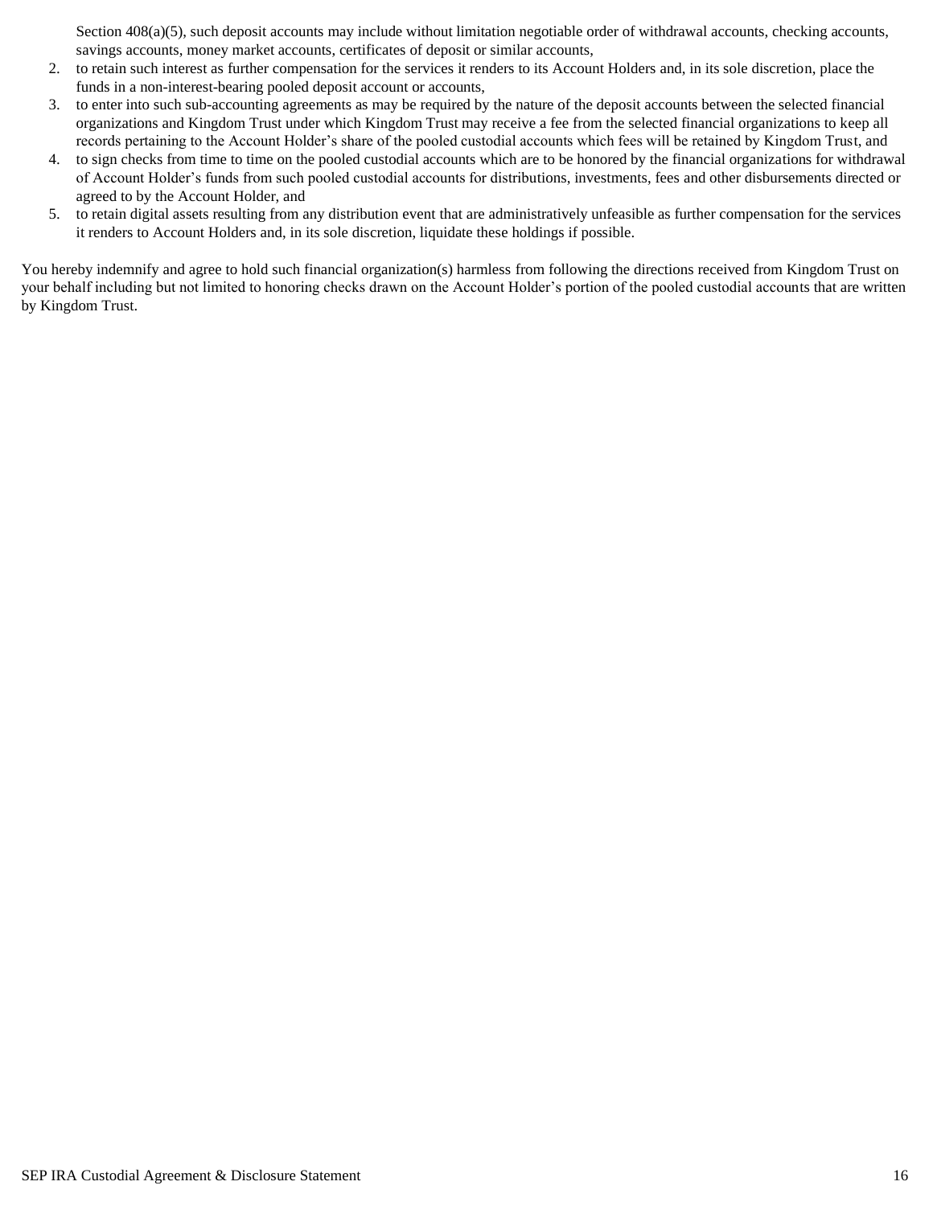Section 408(a)(5), such deposit accounts may include without limitation negotiable order of withdrawal accounts, checking accounts, savings accounts, money market accounts, certificates of deposit or similar accounts,

2. to retain such interest as further compensation for the services it renders to its Account Holders and, in its sole discretion, place the funds in a non-interest-bearing pooled deposit account or accounts,
3. to enter into such sub-accounting agreements as may be required by the nature of the deposit accounts between the selected financial organizations and Kingdom Trust under which Kingdom Trust may receive a fee from the selected financial organizations to keep all records pertaining to the Account Holder's share of the pooled custodial accounts which fees will be retained by Kingdom Trust, and
4. to sign checks from time to time on the pooled custodial accounts which are to be honored by the financial organizations for withdrawal of Account Holder's funds from such pooled custodial accounts for distributions, investments, fees and other disbursements directed or agreed to by the Account Holder, and
5. to retain digital assets resulting from any distribution event that are administratively unfeasible as further compensation for the services it renders to Account Holders and, in its sole discretion, liquidate these holdings if possible.

You hereby indemnify and agree to hold such financial organization(s) harmless from following the directions received from Kingdom Trust on your behalf including but not limited to honoring checks drawn on the Account Holder's portion of the pooled custodial accounts that are written by Kingdom Trust.